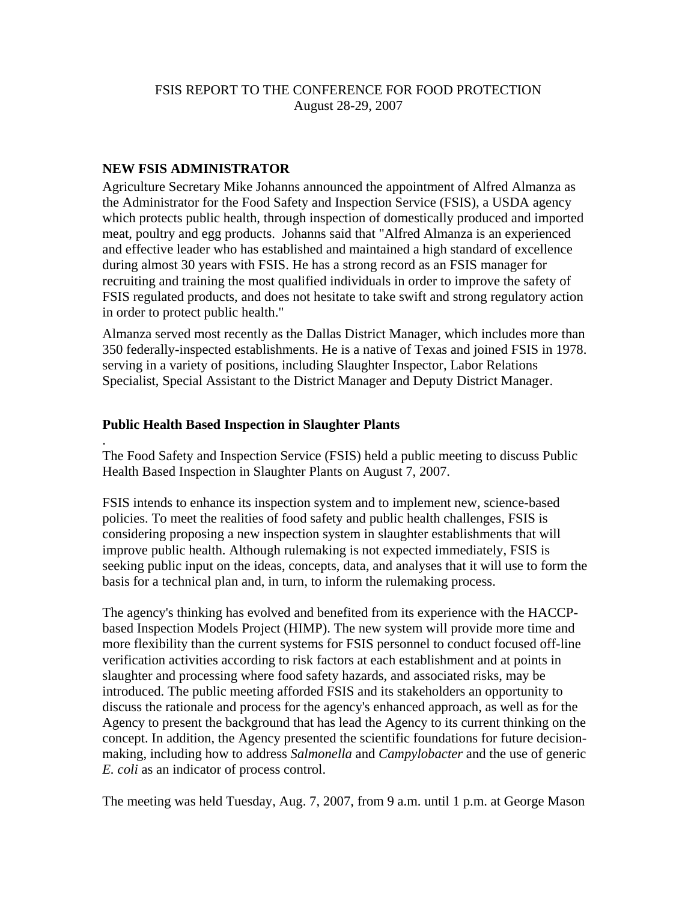FSIS REPORT TO THE CONFERENCE FOR FOOD PROTECTION
August 28-29, 2007

## NEW FSIS ADMINISTRATOR

Agriculture Secretary Mike Johanns announced the appointment of Alfred Almanza as the Administrator for the Food Safety and Inspection Service (FSIS), a USDA agency which protects public health, through inspection of domestically produced and imported meat, poultry and egg products. Johanns said that "Alfred Almanza is an experienced and effective leader who has established and maintained a high standard of excellence during almost 30 years with FSIS. He has a strong record as an FSIS manager for recruiting and training the most qualified individuals in order to improve the safety of FSIS regulated products, and does not hesitate to take swift and strong regulatory action in order to protect public health."

Almanza served most recently as the Dallas District Manager, which includes more than 350 federally-inspected establishments. He is a native of Texas and joined FSIS in 1978. serving in a variety of positions, including Slaughter Inspector, Labor Relations Specialist, Special Assistant to the District Manager and Deputy District Manager.

## Public Health Based Inspection in Slaughter Plants

.
The Food Safety and Inspection Service (FSIS) held a public meeting to discuss Public Health Based Inspection in Slaughter Plants on August 7, 2007.

FSIS intends to enhance its inspection system and to implement new, science-based policies. To meet the realities of food safety and public health challenges, FSIS is considering proposing a new inspection system in slaughter establishments that will improve public health. Although rulemaking is not expected immediately, FSIS is seeking public input on the ideas, concepts, data, and analyses that it will use to form the basis for a technical plan and, in turn, to inform the rulemaking process.

The agency's thinking has evolved and benefited from its experience with the HACCP-based Inspection Models Project (HIMP). The new system will provide more time and more flexibility than the current systems for FSIS personnel to conduct focused off-line verification activities according to risk factors at each establishment and at points in slaughter and processing where food safety hazards, and associated risks, may be introduced. The public meeting afforded FSIS and its stakeholders an opportunity to discuss the rationale and process for the agency's enhanced approach, as well as for the Agency to present the background that has lead the Agency to its current thinking on the concept. In addition, the Agency presented the scientific foundations for future decision-making, including how to address *Salmonella* and *Campylobacter* and the use of generic *E. coli* as an indicator of process control.

The meeting was held Tuesday, Aug. 7, 2007, from 9 a.m. until 1 p.m. at George Mason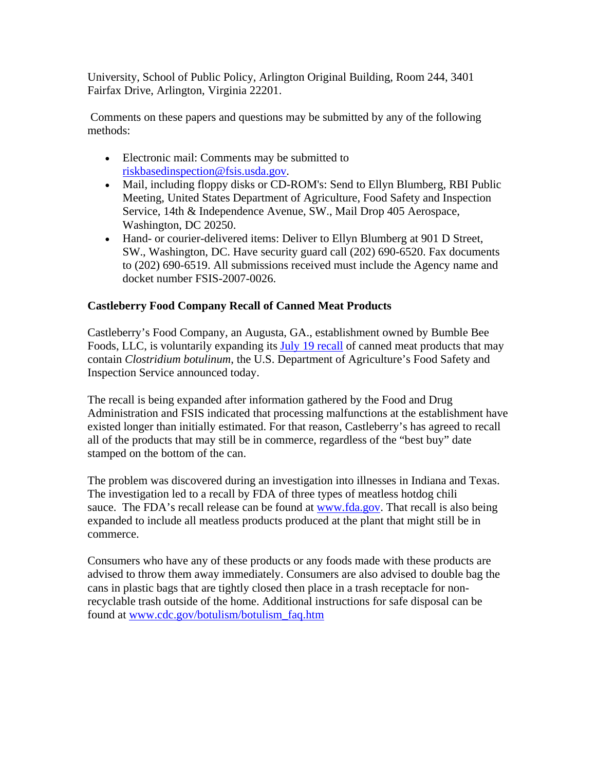University, School of Public Policy, Arlington Original Building, Room 244, 3401 Fairfax Drive, Arlington, Virginia 22201.

Comments on these papers and questions may be submitted by any of the following methods:

- Electronic mail: Comments may be submitted to riskbasedinspection@fsis.usda.gov.
- Mail, including floppy disks or CD-ROM's: Send to Ellyn Blumberg, RBI Public Meeting, United States Department of Agriculture, Food Safety and Inspection Service, 14th & Independence Avenue, SW., Mail Drop 405 Aerospace, Washington, DC 20250.
- Hand- or courier-delivered items: Deliver to Ellyn Blumberg at 901 D Street, SW., Washington, DC. Have security guard call (202) 690-6520. Fax documents to (202) 690-6519. All submissions received must include the Agency name and docket number FSIS-2007-0026.

**Castleberry Food Company Recall of Canned Meat Products**

Castleberry's Food Company, an Augusta, GA., establishment owned by Bumble Bee Foods, LLC, is voluntarily expanding its July 19 recall of canned meat products that may contain *Clostridium botulinum*, the U.S. Department of Agriculture's Food Safety and Inspection Service announced today.

The recall is being expanded after information gathered by the Food and Drug Administration and FSIS indicated that processing malfunctions at the establishment have existed longer than initially estimated. For that reason, Castleberry's has agreed to recall all of the products that may still be in commerce, regardless of the "best buy" date stamped on the bottom of the can.

The problem was discovered during an investigation into illnesses in Indiana and Texas. The investigation led to a recall by FDA of three types of meatless hotdog chili sauce. The FDA's recall release can be found at www.fda.gov. That recall is also being expanded to include all meatless products produced at the plant that might still be in commerce.

Consumers who have any of these products or any foods made with these products are advised to throw them away immediately. Consumers are also advised to double bag the cans in plastic bags that are tightly closed then place in a trash receptacle for non-recyclable trash outside of the home. Additional instructions for safe disposal can be found at www.cdc.gov/botulism/botulism_faq.htm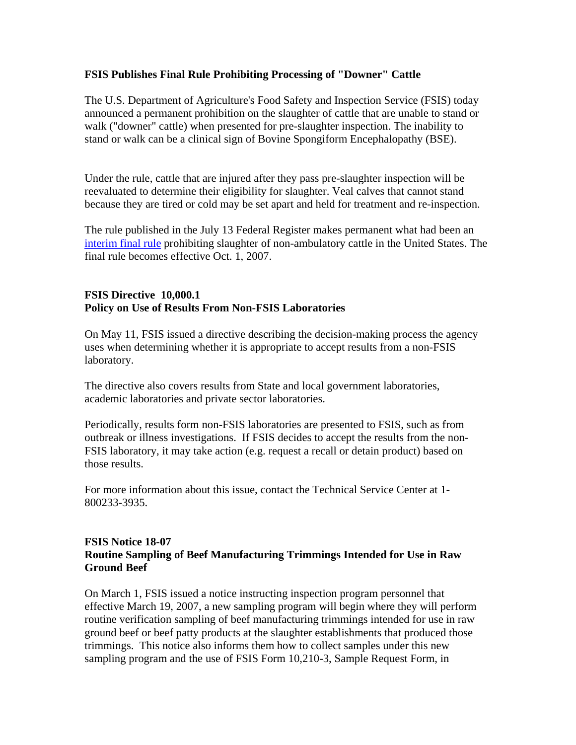**FSIS Publishes Final Rule Prohibiting Processing of "Downer" Cattle**

The U.S. Department of Agriculture's Food Safety and Inspection Service (FSIS) today announced a permanent prohibition on the slaughter of cattle that are unable to stand or walk ("downer" cattle) when presented for pre-slaughter inspection. The inability to stand or walk can be a clinical sign of Bovine Spongiform Encephalopathy (BSE).

Under the rule, cattle that are injured after they pass pre-slaughter inspection will be reevaluated to determine their eligibility for slaughter. Veal calves that cannot stand because they are tired or cold may be set apart and held for treatment and re-inspection.

The rule published in the July 13 Federal Register makes permanent what had been an interim final rule prohibiting slaughter of non-ambulatory cattle in the United States. The final rule becomes effective Oct. 1, 2007.

**FSIS Directive 10,000.1**
**Policy on Use of Results From Non-FSIS Laboratories**

On May 11, FSIS issued a directive describing the decision-making process the agency uses when determining whether it is appropriate to accept results from a non-FSIS laboratory.

The directive also covers results from State and local government laboratories, academic laboratories and private sector laboratories.

Periodically, results form non-FSIS laboratories are presented to FSIS, such as from outbreak or illness investigations. If FSIS decides to accept the results from the non-FSIS laboratory, it may take action (e.g. request a recall or detain product) based on those results.

For more information about this issue, contact the Technical Service Center at 1-800233-3935.

**FSIS Notice 18-07**
**Routine Sampling of Beef Manufacturing Trimmings Intended for Use in Raw Ground Beef**

On March 1, FSIS issued a notice instructing inspection program personnel that effective March 19, 2007, a new sampling program will begin where they will perform routine verification sampling of beef manufacturing trimmings intended for use in raw ground beef or beef patty products at the slaughter establishments that produced those trimmings. This notice also informs them how to collect samples under this new sampling program and the use of FSIS Form 10,210-3, Sample Request Form, in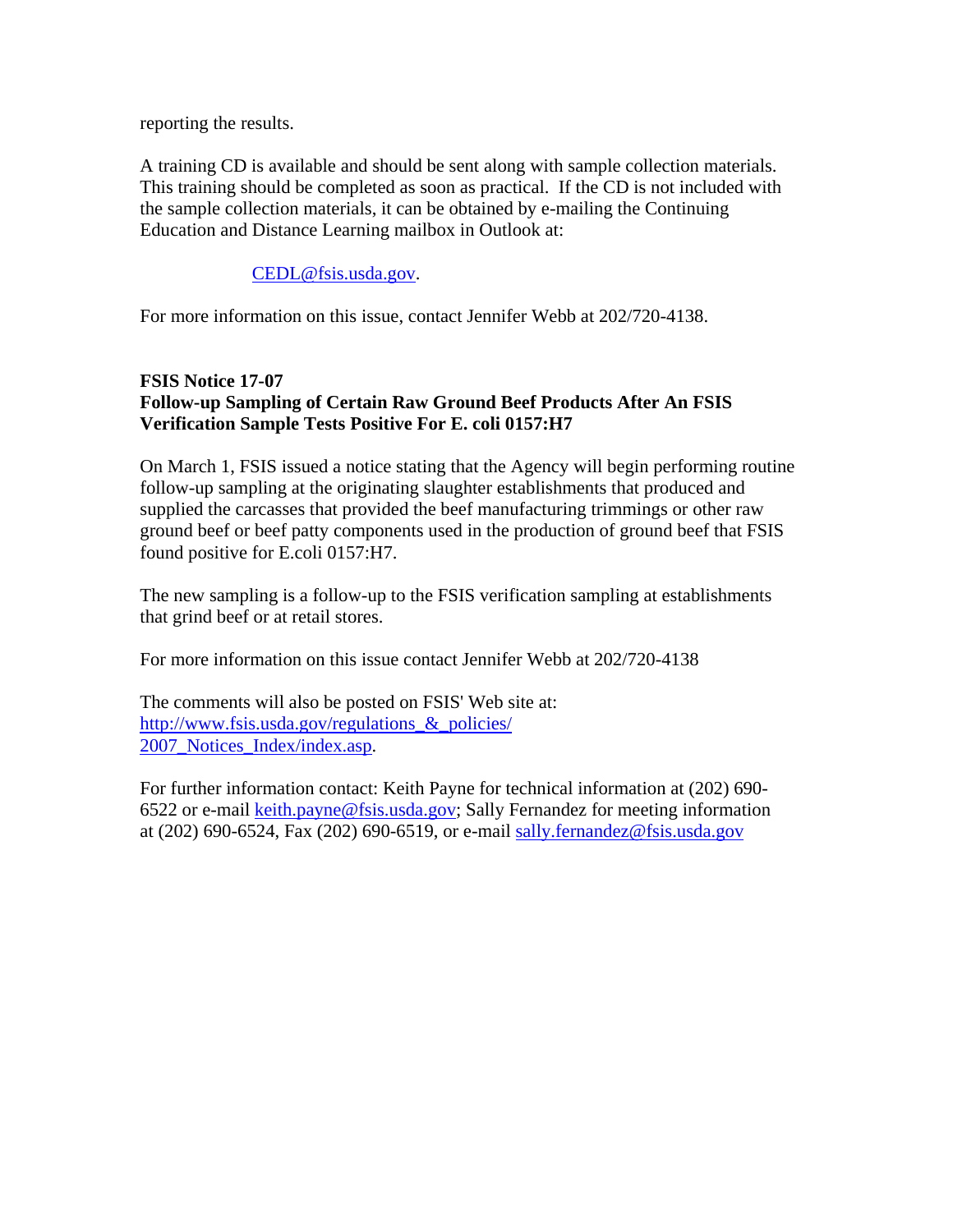reporting the results.

A training CD is available and should be sent along with sample collection materials. This training should be completed as soon as practical. If the CD is not included with the sample collection materials, it can be obtained by e-mailing the Continuing Education and Distance Learning mailbox in Outlook at:

CEDL@fsis.usda.gov.

For more information on this issue, contact Jennifer Webb at 202/720-4138.

**FSIS Notice 17-07**
**Follow-up Sampling of Certain Raw Ground Beef Products After An FSIS Verification Sample Tests Positive For E. coli 0157:H7**

On March 1, FSIS issued a notice stating that the Agency will begin performing routine follow-up sampling at the originating slaughter establishments that produced and supplied the carcasses that provided the beef manufacturing trimmings or other raw ground beef or beef patty components used in the production of ground beef that FSIS found positive for E.coli 0157:H7.

The new sampling is a follow-up to the FSIS verification sampling at establishments that grind beef or at retail stores.

For more information on this issue contact Jennifer Webb at 202/720-4138

The comments will also be posted on FSIS' Web site at: http://www.fsis.usda.gov/regulations_&_policies/2007_Notices_Index/index.asp.

For further information contact: Keith Payne for technical information at (202) 690-6522 or e-mail keith.payne@fsis.usda.gov; Sally Fernandez for meeting information at (202) 690-6524, Fax (202) 690-6519, or e-mail sally.fernandez@fsis.usda.gov